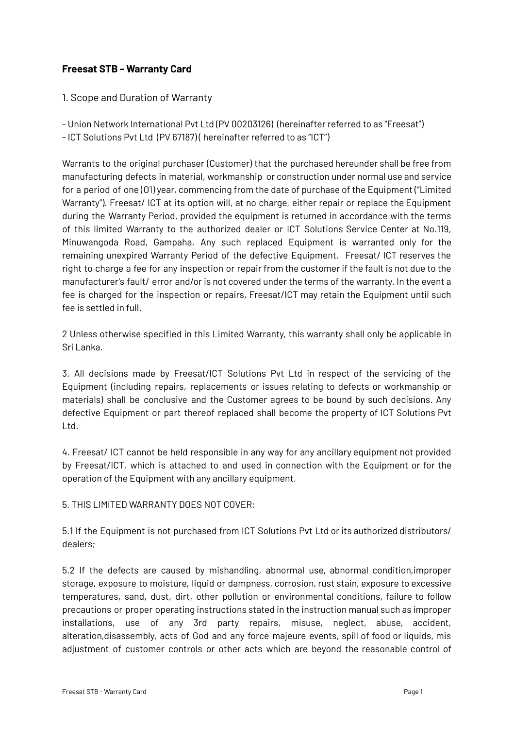## Freesat STB - Warranty Card

1. Scope and Duration of Warranty

- Union Network International Pvt Ltd (PV 00203126) (hereinafter referred to as "Freesat")
- ICT Solutions Pvt Ltd (PV 67187)( hereinafter referred to as "ICT")

Warrants to the original purchaser (Customer) that the purchased hereunder shall be free from manufacturing defects in material, workmanship or construction under normal use and service for a period of one (01) year, commencing from the date of purchase of the Equipment ("Limited Warranty"). Freesat/ ICT at its option will, at no charge, either repair or replace the Equipment during the Warranty Period, provided the equipment is returned in accordance with the terms of this limited Warranty to the authorized dealer or ICT Solutions Service Center at No.119, Minuwangoda Road, Gampaha. Any such replaced Equipment is warranted only for the remaining unexpired Warranty Period of the defective Equipment. Freesat/ ICT reserves the right to charge a fee for any inspection or repair from the customer if the fault is not due to the manufacturer's fault/ error and/or is not covered under the terms of the warranty. In the event a fee is charged for the inspection or repairs, Freesat/ICT may retain the Equipment until such fee is settled in full.

2 Unless otherwise specified in this Limited Warranty, this warranty shall only be applicable in Sri Lanka.

3. All decisions made by Freesat/ICT Solutions Pvt Ltd in respect of the servicing of the Equipment (including repairs, replacements or issues relating to defects or workmanship or materials) shall be conclusive and the Customer agrees to be bound by such decisions. Any defective Equipment or part thereof replaced shall become the property of ICT Solutions Pvt Ltd.

4. Freesat/ ICT cannot be held responsible in any way for any ancillary equipment not provided by Freesat/ICT, which is attached to and used in connection with the Equipment or for the operation of the Equipment with any ancillary equipment.

5. THIS LIMITED WARRANTY DOES NOT COVER:

5.1 If the Equipment is not purchased from ICT Solutions Pvt Ltd or its authorized distributors/ dealers;

5.2 If the defects are caused by mishandling, abnormal use, abnormal condition,improper storage, exposure to moisture, liquid or dampness, corrosion, rust stain, exposure to excessive temperatures, sand, dust, dirt, other pollution or environmental conditions, failure to follow precautions or proper operating instructions stated in the instruction manual such as improper installations, use of any 3rd party repairs, misuse, neglect, abuse, accident, alteration,disassembly, acts of God and any force majeure events, spill of food or liquids, mis adjustment of customer controls or other acts which are beyond the reasonable control of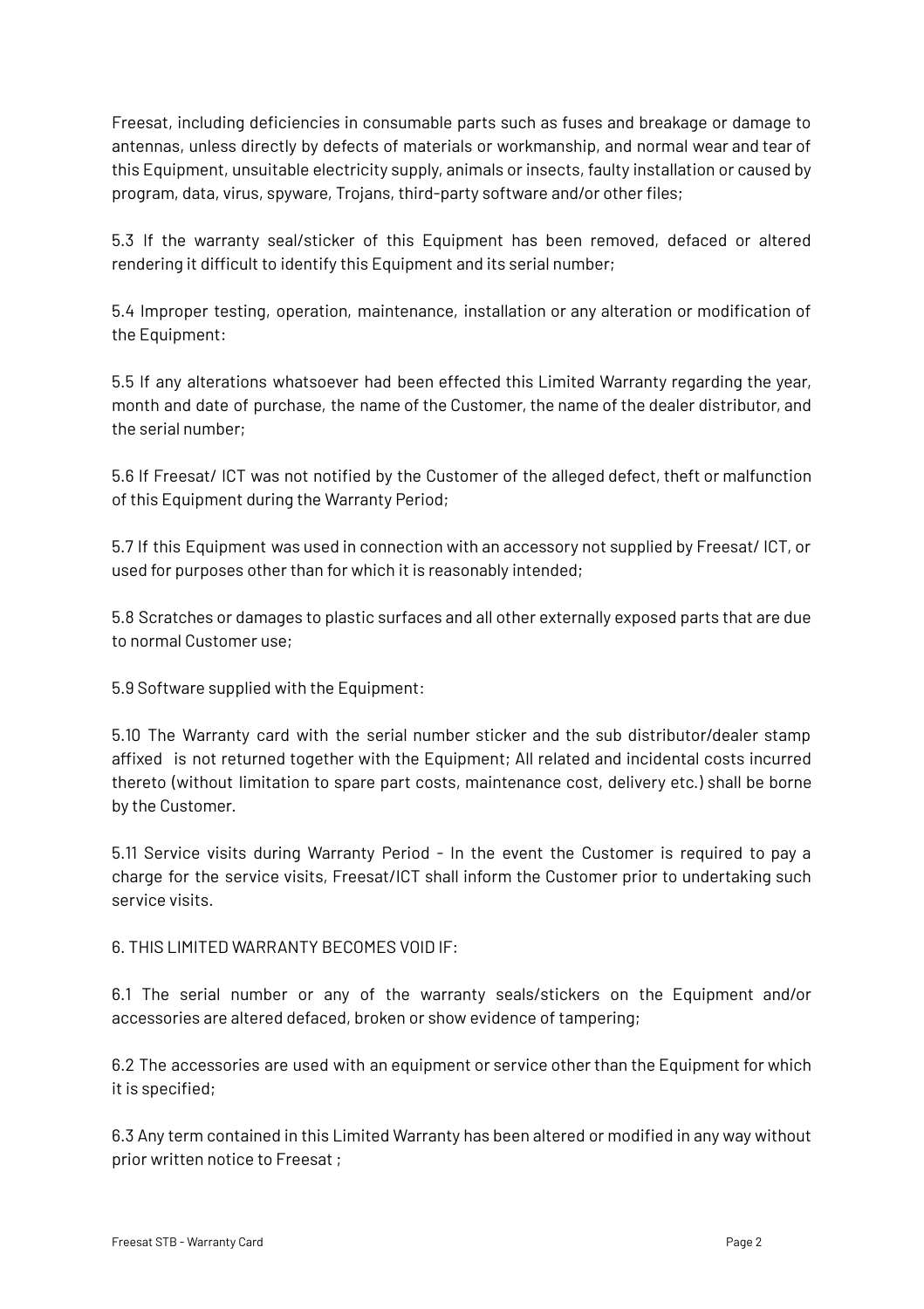Freesat, including deficiencies in consumable parts such as fuses and breakage or damage to antennas, unless directly by defects of materials or workmanship, and normal wear and tear of this Equipment, unsuitable electricity supply, animals or insects, faulty installation or caused by program, data, virus, spyware, Trojans, third-party software and/or other files;

5.3 If the warranty seal/sticker of this Equipment has been removed, defaced or altered rendering it difficult to identify this Equipment and its serial number;

5.4 Improper testing, operation, maintenance, installation or any alteration or modification of the Equipment:

5.5 If any alterations whatsoever had been effected this Limited Warranty regarding the year, month and date of purchase, the name of the Customer, the name of the dealer distributor, and the serial number;

5.6 If Freesat/ ICT was not notified by the Customer of the alleged defect, theft or malfunction of this Equipment during the Warranty Period;

5.7 If this Equipment was used in connection with an accessory not supplied by Freesat/ ICT, or used for purposes other than for which it is reasonably intended;

5.8 Scratches or damages to plastic surfaces and all other externally exposed parts that are due to normal Customer use;

5.9 Software supplied with the Equipment:

5.10 The Warranty card with the serial number sticker and the sub distributor/dealer stamp affixed is not returned together with the Equipment; All related and incidental costs incurred thereto (without limitation to spare part costs, maintenance cost, delivery etc.) shall be borne by the Customer.

5.11 Service visits during Warranty Period - In the event the Customer is required to pay a charge for the service visits, Freesat/ICT shall inform the Customer prior to undertaking such service visits.

6. THIS LIMITED WARRANTY BECOMES VOID IF:

6.1 The serial number or any of the warranty seals/stickers on the Equipment and/or accessories are altered defaced, broken or show evidence of tampering;

6.2 The accessories are used with an equipment or service other than the Equipment for which it is specified;

6.3 Any term contained in this Limited Warranty has been altered or modified in any way without prior written notice to Freesat ;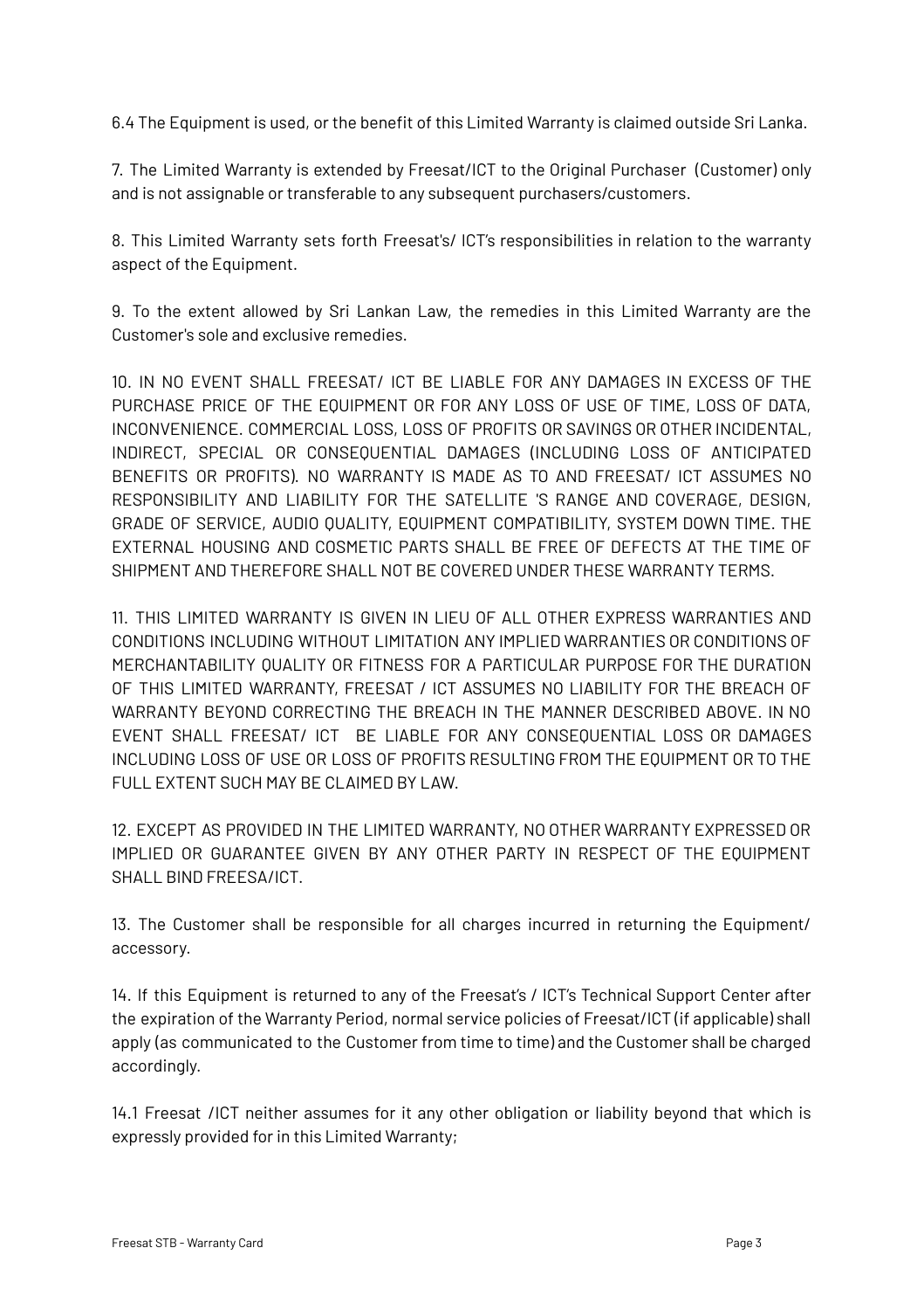6.4 The Equipment is used, or the benefit of this Limited Warranty is claimed outside Sri Lanka.

7. The Limited Warranty is extended by Freesat/ICT to the Original Purchaser (Customer) only and is not assignable or transferable to any subsequent purchasers/customers.

8. This Limited Warranty sets forth Freesat's/ ICT's responsibilities in relation to the warranty aspect of the Equipment.

9. To the extent allowed by Sri Lankan Law, the remedies in this Limited Warranty are the Customer's sole and exclusive remedies.

10. IN NO EVENT SHALL FREESAT/ ICT BE LIABLE FOR ANY DAMAGES IN EXCESS OF THE PURCHASE PRICE OF THE EQUIPMENT OR FOR ANY LOSS OF USE OF TIME, LOSS OF DATA, INCONVENIENCE. COMMERCIAL LOSS, LOSS OF PROFITS OR SAVINGS OR OTHER INCIDENTAL, INDIRECT, SPECIAL OR CONSEQUENTIAL DAMAGES (INCLUDING LOSS OF ANTICIPATED BENEFITS OR PROFITS). NO WARRANTY IS MADE AS TO AND FREESAT/ ICT ASSUMES NO RESPONSIBILITY AND LIABILITY FOR THE SATELLITE 'S RANGE AND COVERAGE, DESIGN, GRADE OF SERVICE, AUDIO QUALITY, EQUIPMENT COMPATIBILITY, SYSTEM DOWN TIME. THE EXTERNAL HOUSING AND COSMETIC PARTS SHALL BE FREE OF DEFECTS AT THE TIME OF SHIPMENT AND THEREFORE SHALL NOT BE COVERED UNDER THESE WARRANTY TERMS.

11. THIS LIMITED WARRANTY IS GIVEN IN LIEU OF ALL OTHER EXPRESS WARRANTIES AND CONDITIONS INCLUDING WITHOUT LIMITATION ANY IMPLIED WARRANTIES OR CONDITIONS OF MERCHANTABILITY QUALITY OR FITNESS FOR A PARTICULAR PURPOSE FOR THE DURATION OF THIS LIMITED WARRANTY, FREESAT / ICT ASSUMES NO LIABILITY FOR THE BREACH OF WARRANTY BEYOND CORRECTING THE BREACH IN THE MANNER DESCRIBED ABOVE. IN NO EVENT SHALL FREESAT/ ICT BE LIABLE FOR ANY CONSEQUENTIAL LOSS OR DAMAGES INCLUDING LOSS OF USE OR LOSS OF PROFITS RESULTING FROM THE EQUIPMENT OR TO THE FULL EXTENT SUCH MAY BE CLAIMED BY LAW.

12. EXCEPT AS PROVIDED IN THE LIMITED WARRANTY, NO OTHER WARRANTY EXPRESSED OR IMPLIED OR GUARANTEE GIVEN BY ANY OTHER PARTY IN RESPECT OF THE EQUIPMENT SHALL BIND FREESA/ICT.

13. The Customer shall be responsible for all charges incurred in returning the Equipment/ accessory.

14. If this Equipment is returned to any of the Freesat's / ICT's Technical Support Center after the expiration of the Warranty Period, normal service policies of Freesat/ICT (if applicable) shall apply (as communicated to the Customer from time to time) and the Customer shall be charged accordingly.

14.1 Freesat /ICT neither assumes for it any other obligation or liability beyond that which is expressly provided for in this Limited Warranty;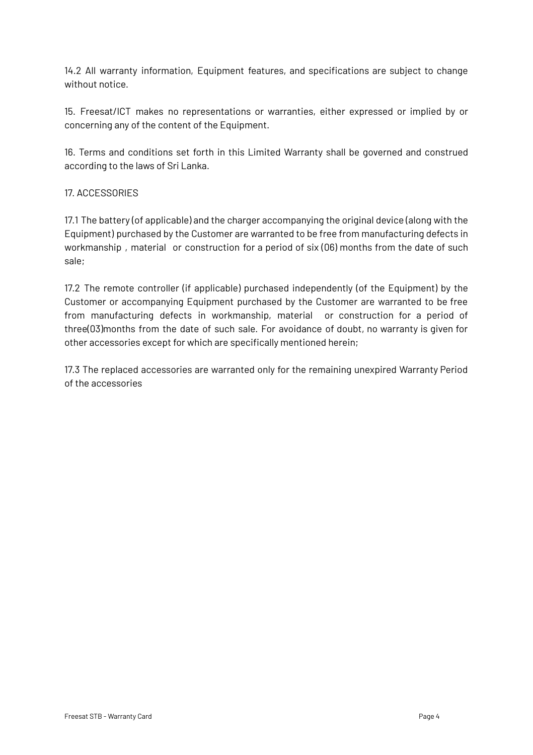14.2 All warranty information, Equipment features, and specifications are subject to change without notice.

15. Freesat/ICT makes no representations or warranties, either expressed or implied by or concerning any of the content of the Equipment.

16. Terms and conditions set forth in this Limited Warranty shall be governed and construed according to the laws of Sri Lanka.

17. ACCESSORIES

17.1 The battery (of applicable) and the charger accompanying the original device (along with the Equipment) purchased by the Customer are warranted to be free from manufacturing defects in workmanship , material or construction for a period of six (06) months from the date of such sale;

17.2 The remote controller (if applicable) purchased independently (of the Equipment) by the Customer or accompanying Equipment purchased by the Customer are warranted to be free from manufacturing defects in workmanship, material or construction for a period of three(03)months from the date of such sale. For avoidance of doubt, no warranty is given for other accessories except for which are specifically mentioned herein;

17.3 The replaced accessories are warranted only for the remaining unexpired Warranty Period of the accessories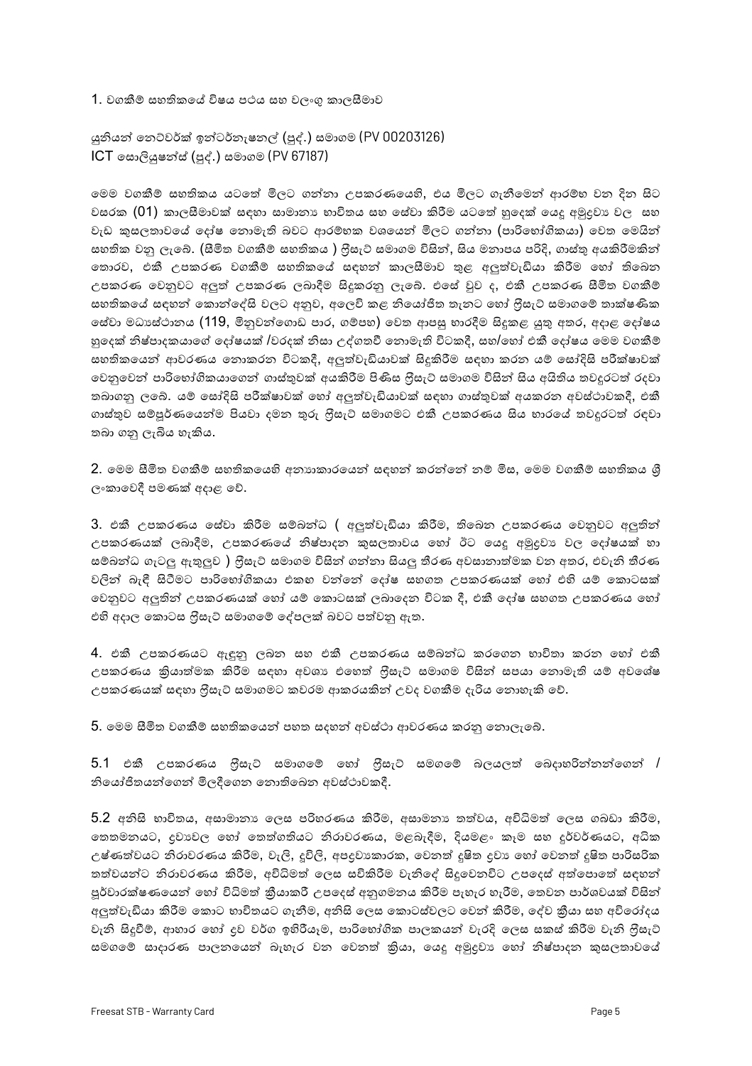1. වගකීම් සහතිකයේ විෂය පථය සහ වලංගු කාලසීමාව

යුනියන් නෙට්වර්ක් ඉන්ටර්නැෂනල් (පුද්.) සමාගම (PV 00203126)
ICT සොලියුෂන්ස් (පුද්.) සමාගම (PV 67187)

මෙම වගකීම් සහතිකය යටතේ මිලට ගන්නා උපකරණයෙහි, එය මිලට ගැනීමෙන් ආරම්භ වන දින සිට වසරක (01) කාලසීමාවක් සඳහා සාමාන්‍ය භාවිතය සහ සේවා කිරීම යටතේ හුදෙක් යෙදූ අමුද්‍රව්‍ය වල සහ වැඩ කුසලතාවයේ දෝෂ නොමැති බවට ආරම්භක වශයෙන් මිලට ගන්නා (පාරිභෝගිකයා) වෙත මෙයින් සහතික වනු ලැබේ. (සීමිත වගකීම් සහතිකය ) ෆ්‍රීසැට් සමාගම විසින්, සිය මනාපය පරිදි, ගාස්තු අයකිරීමකින් තොරව, එකී උපකරණ වගකීම් සහතිකයේ සඳහන් කාලසීමාව තුළ අලුත්වැඩියා කිරීම හෝ තිබෙන උපකරණ වෙනුවට අලුත් උපකරණ ලබාදීම සිදුකරනු ලැබේ. එසේ වුව ද, එකී උපකරණ සීමිත වගකීම් සහතිකයේ සඳහන් කොන්දේසි වලට අනුව, අලෙවි කළ නියෝජිත තැනට හෝ ෆ්‍රීසැට් සමාගමේ තාක්ෂණික සේවා මධ්‍යස්ථානය (119, මීනුවන්ගොඩ පාර, ගම්පහ) වෙත ආපසු භාරදීම සිදුකළ යුතු අතර, අදාළ දෝෂය හුදෙක් නිෂ්පාදකයාගේ දෝෂයක් /වරදක් නිසා උද්ගතවී නොමැති විටකදී, සහ/හෝ එකී දෝෂය මෙම වගකීම් සහතිකයෙන් ආවරණය නොකරන විටකදී, අලුත්වැඩියාවක් සිදුකිරීම සඳහා කරන යම් සෝදිසි පරීක්ෂාවක් වෙනුවෙන් පාරිභෝගිකයාගෙන් ගාස්තුවක් අයකිරීම පිණිස ෆ්‍රීසැට් සමාගම විසින් සිය අයිතිය තවදුරටත් රඳවා තබාගනු ලබේ. යම් සෝදිසි පරීක්ෂාවක් හෝ අලුත්වැඩියාවක් සඳහා ගාස්තුවක් අයකරන අවස්ථාවකදී, එකී ගාස්තුව සම්පූර්ණයෙන්ම පියවා දමන තුරු ෆ්‍රීසැට් සමාගමට එකී උපකරණය සිය භාරයේ තවදුරටත් රඳවා තබා ගනු ලැබිය හැකිය.

2. මෙම සීමිත වගකීම් සහතිකයෙහි අන්‍යාකාරයෙන් සඳහන් කරන්නේ නම් මිස, මෙම වගකීම් සහතිකය ශ්‍රී ලංකාවෙදී පමණක් අදාළ වේ.

3. එකී උපකරණය සේවා කිරීම සම්බන්ධ ( අලුත්වැඩියා කිරීම, තිබෙන උපකරණය වෙනුවට අලුතින් උපකරණයක් ලබාදීම, උපකරණයේ නිෂ්පාදන කුසලතාවය හෝ ඊට යෙදූ අමුද්‍රව්‍ය වල දෝෂයක් හා සම්බන්ධ ගැටලු ඇතුලුව ) ෆ්‍රීසැට් සමාගම විසින් ගන්නා සියලු තීරණ අවසානාත්මක වන අතර, එවැනි තීරණ වලින් බැඳී සිටීමට පාරිභෝගිකයා එකඟ වන්නේ දෝෂ සහගත උපකරණයක් හෝ එහි යම් කොටසක් වෙනුවට අලුතින් උපකරණයක් හෝ යම් කොටසක් ලබාදෙන විටක දී, එකී දෝෂ සහගත උපකරණය හෝ එහි අදාල කොටස ෆ්‍රීසැට් සමාගමේ දේපලක් බවට පත්වනු ඇත.

4. එකී උපකරණයට ඇඳුනු ලබන සහ එකී උපකරණය සම්බන්ධ කරගෙන භාවිතා කරන හෝ එකී උපකරණය ක්‍රියාත්මක කිරීම සඳහා අවශ්‍ය එහෙත් ෆ්‍රීසැට් සමාගම විසින් සපයා නොමැති යම් අවශේෂ උපකරණයක් සඳහා ෆ්‍රීසැට් සමාගමට කවරම ආකාරයකින් උවද වගකීම දැරිය නොහැකි වේ.

5. මෙම සීමිත වගකීම් සහතිකයෙන් පහත සඳහන් අවස්ථා ආවරණය කරනු නොලැබේ.

5.1 එකී උපකරණය ෆ්‍රීසැට් සමාගමේ හෝ ෆ්‍රීසැට් සමගමේ බලයලත් බෙදාහරින්නන්ගෙන් / නියෝජිතයන්ගෙන් මිලදීගෙන නොතිබෙන අවස්ථාවකදී.

5.2 අනිසි භාවිතය, අසාමාන්‍ය ලෙස පරිහරණය කිරීම, අසාමාන්‍ය තත්වය, අවිධිමත් ලෙස ගබඩා කිරීම, තෙතමනයට, ද්‍රව්‍යවල හෝ තෙත්ගතියට නිරාවරණය, මළබැඳීම, දියමළං කෑම සහ දුර්වර්ණයට, අධික උෂ්ණත්වයට නිරාවරණය කිරීම, වැලි, දූවිලි, අපද්‍රව්‍යකාරක, වෙනත් දූෂිත ද්‍රව්‍ය හෝ වෙනත් දූෂිත පාරිසරික තත්වයන්ට නිරාවරණය කිරීම, අවිධිමත් ලෙස සවිකිරීම වැනිදේ සිදුවෙනවිට උපදෙස් අත්පොතේ සඳහන් පූර්වාරක්ෂණයෙන් හෝ විධිමත් ක්‍රියාකරී උපදෙස් අනුගමනය කිරීම පැහැර හැරීම, තෙවන පාර්ශවයක් විසින් අලුත්වැඩියා කිරීම කොට භාවිතයට ගැනීම, අනිසි ලෙස කොටස්වලට වෙන් කිරීම, දේව ක්‍රියා සහ අවිරෝදය වැනි සිදුවීම්, ආහාර හෝ ද්‍රව වර්ග ඉහිරියෑම, පාරිභෝගික පාලකයන් වැරදි ලෙස සකස් කිරීම වැනි ෆ්‍රීසැට් සමගමේ සාදාරණ පාලනයෙන් බැහැර වන වෙනත් ක්‍රියා, යෙදූ අමුද්‍රව්‍ය හෝ නිෂ්පාදන කුසලතාවයේ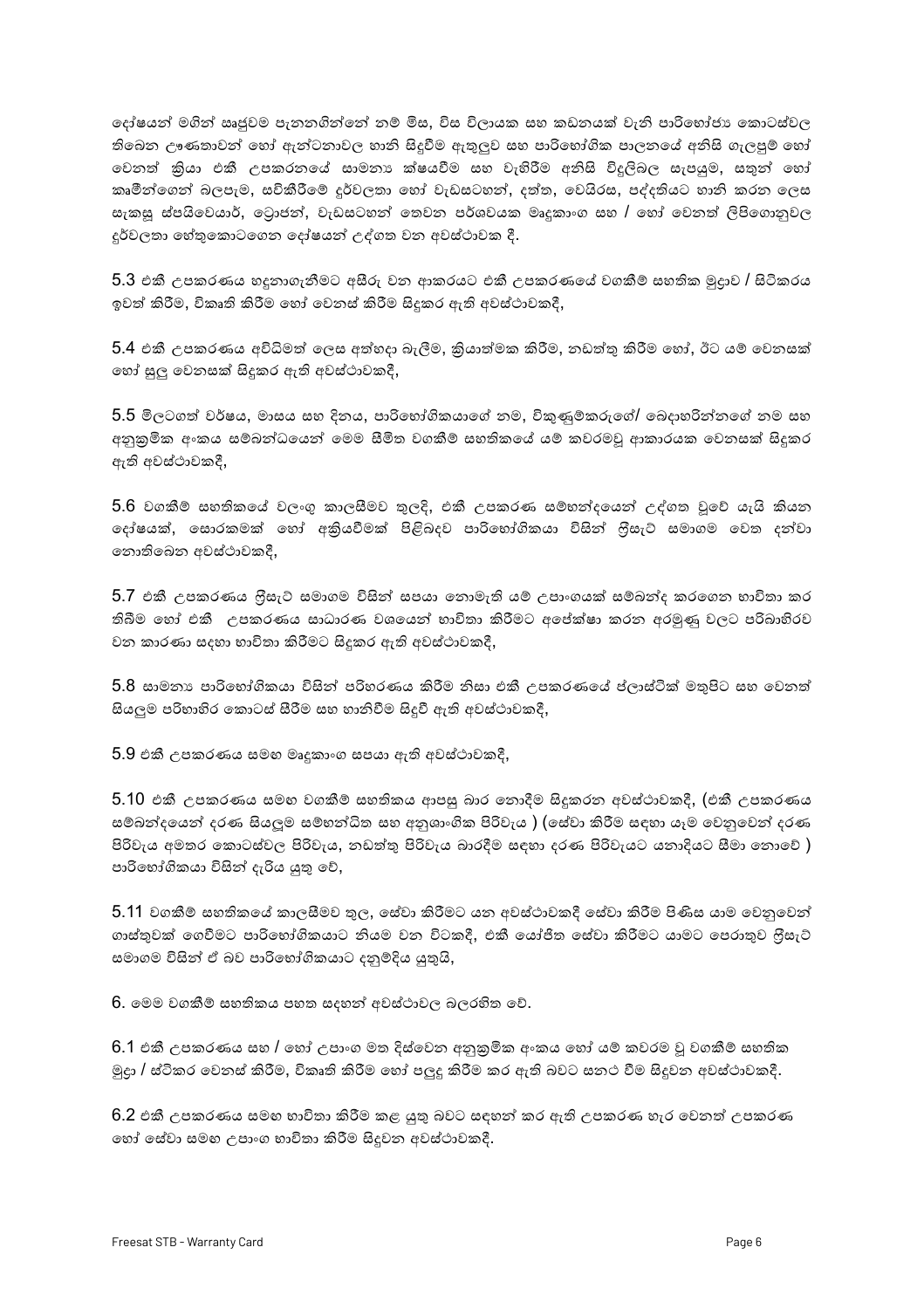දෝෂයන් මගින් සෘජුවම පැනනගින්නේ නම් මිස, විස විලායක සහ කඩනයක් වැනි පාරිභෝජ්‍ය කොටස්වල තිබෙන ඌණතාවන් හෝ ඇන්ටනාවල හානි සිදුවීම ඇතුලුව සහ පාරිභෝගික පාලනයේ අනිසි ගැලපුම් හෝ වෙනත් ක්‍රියා එකී උපකරනයේ සාමාන්‍ය ක්ෂයවීම සහ වැඟිරීම අනිසි විදුලිබල සැපයුම, සතුන් හෝ කෘමීන්ගෙන් බලපෑම, සවිකිරීමේ දුර්වලතා හෝ වැඩසටහන්, දත්ත, වෛයිරස, පද්ධතියට හානි කරන ලෙස සැකසූ ස්පයිවෙයාර්, ට්‍රොජන්, වැඩසටහන් තෙවන පර්ශවයක මෘදුකාංග සහ / හෝ වෙනත් ලිපිගොනුවල දුර්වලතා හේතුකොටගෙන දෝෂයන් උද්ගත වන අවස්ථාවක දී.

5.3 එකී උපකරණය හඳුනාගැනීමට අසීරු වන ආකාරයට එකී උපකරණයේ වගකීම් සහතික මුද්‍රාව / සිටිකරය ඉවත් කිරීම, විකෘති කිරීම හෝ වෙනස් කිරීම සිදුකර ඇති අවස්ථාවකදී,

5.4 එකී උපකරණය අවිධිමත් ලෙස අත්හදා බැලීම, ක්‍රියාත්මක කිරීම, නඩත්තු කිරීම හෝ, ඊට යම් වෙනසක් හෝ සුලු වෙනසක් සිදුකර ඇති අවස්ථාවකදී,

5.5 මිලටගත් වර්ෂය, මාසය සහ දිනය, පාරිභෝගිකයාගේ නම, විකුණුම්කරුගේ/ බෙදාහරින්නගේ නම සහ අනුක්‍රමික අංකය සම්බන්ධයෙන් මෙම සීමිත වගකීම් සහතිකයේ යම් කවරමවූ ආකාරයක වෙනසක් සිදුකර ඇති අවස්ථාවකදී,

5.6 වගකීම් සහතිකයේ වලංගු කාලසීමව තුලදී, එකී උපකරණ සම්භන්දයෙන් උද්ගත වූවේ යැයි කියන දෝෂයක්, සොරකමක් හෝ අක්‍රියවීමක් පිළිබදව පාරිභෝගිකයා විසින් ෆ්‍රීසැට් සමාගම වෙත දන්වා නොතිබෙන අවස්ථාවකදී,

5.7 එකී උපකරණය ෆ්‍රීසැට් සමාගම විසින් සපයා නොමැති යම් උපාංගයක් සම්බන්ද කරගෙන භාවිතා කර තිබීම හෝ එකී උපකරණය සාධාරණ වශයෙන් භාවිතා කිරීමට අපේක්ෂා කරන අරමුණු වලට පරිබාහිරව වන කාරණා සඳහා භාවිතා කිරීමට සිදුකර ඇති අවස්ථාවකදී,

5.8 සාමාන්‍ය පාරිභෝගිකයා විසින් පරිහරණය කිරීම නිසා එකී උපකරණයේ ප්ලාස්ටික් මතුපිට සහ වෙනත් සියලුම පරිභාහිර කොටස් සීරීම සහ හානිවීම සිදුවී ඇති අවස්ථාවකදී,

5.9 එකී උපකරණය සමඟ මෘදුකාංග සපයා ඇති අවස්ථාවකදී,

5.10 එකී උපකරණය සමඟ වගකීම් සහතිකය ආපසු බාර නොදීම සිදුකරන අවස්ථාවකදී, (එකී උපකරණය සම්බන්දයෙන් දරණ සියලුම සම්භන්ධිත සහ අනුශාංගික පිරිවැය ) (සේවා කිරීම සඳහා යෑම වෙනුවෙන් දරණ පිරිවැය අමතර කොටස්වල පිරිවැය, නඩත්තු පිරිවැය බාරදීම සඳහා දරණ පිරිවැයට යනාදියට සීමා නොවේ ) පාරිභෝගිකයා විසින් දැරිය යුතු වේ,

5.11 වගකීම් සහතිකයේ කාලසීමව තුල, සේවා කිරීමට යන අවස්ථාවකදී සේවා කිරීම පිණිස යාම වෙනුවෙන් ගාස්තුවක් ගෙවීමට පාරිභෝගිකයාට නියම වන විටකදී, එකී යෝජිත සේවා කිරීමට යාමට පෙරාතුව ෆ්‍රීසැට් සමාගම විසින් ඒ බව පාරිභෝගිකයාට දැනුම්දිය යුතුයි,

6. මෙම වගකීම් සහතිකය පහත සඳහන් අවස්ථාවල බලරහිත වේ.

6.1 එකී උපකරණය සහ / හෝ උපාංග මත දිස්වෙන අනුක්‍රමික අංකය හෝ යම් කවරම වූ වගකීම් සහතික මුද්‍රා / ස්ටිකර වෙනස් කිරීම, විකෘති කිරීම හෝ පලුදු කිරීම කර ඇති බවට සනාථ වීම සිදුවන අවස්ථාවකදී.

6.2 එකී උපකරණය සමඟ භාවිතා කිරීම කළ යුතු බවට සඳහන් කර ඇති උපකරණ හැර වෙනත් උපකරණ හෝ සේවා සමඟ උපාංග භාවිතා කිරීම සිදුවන අවස්ථාවකදී.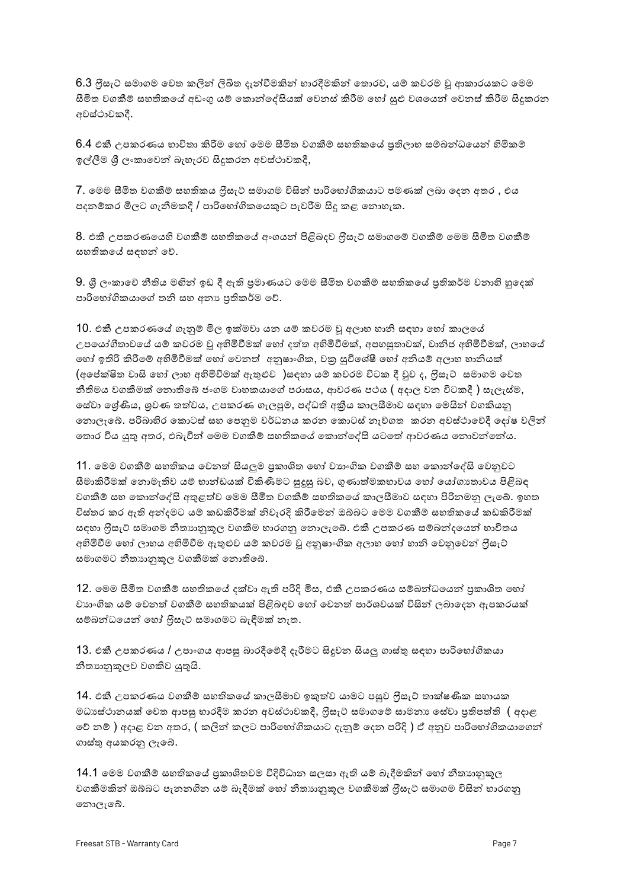6.3 ෆ්‍රීසැට් සමාගම වෙත කලින් ලිඛිත දැන්වීමකින් භාරදීමකින් තොරව, යම් කවරම වූ ආකාරයකට මෙම සීමිත වගකීම් සහතිකයේ අඩංගු යම් කොන්දේසියක් වෙනස් කිරීම හෝ සුළු වශයෙන් වෙනස් කිරීම සිදුකරන අවස්ථාවකදී.

6.4 එකී උපකරණය භාවිතා කිරීම හෝ මෙම සීමිත වගකීම් සහතිකයේ ප්‍රතිලාභ සම්බන්ධයෙන් හිමිකම් ඉල්ලීම ශ්‍රී ලංකාවෙන් බැහැරව සිදුකරන අවස්ථාවකදී,

7. මෙම සීමිත වගකීම් සහතිකය ෆ්‍රීසැට් සමාගම විසින් පාරිභෝගිකයාට පමණක් ලබා දෙන අතර , එය පදනම්කර මිලට ගැනීමකදී / පාරිභෝගිකයෙකුට පැවරීම සිදු කළ නොහැක.

8. එකී උපකරණයෙහි වගකීම් සහතිකයේ අංගයන් පිළිබඳව ෆ්‍රීසැට් සමාගමේ වගකීම් මෙම සීමිත වගකීම් සහතිකයේ සඳහන් වේ.

9. ශ්‍රී ලංකාවේ නීතිය මඟින් ඉඩ දී ඇති ප්‍රමාණයට මෙම සීමිත වගකීම් සහතිකයේ ප්‍රතිකර්ම වනාහි හුදෙක් පාරිභෝගිකයාගේ තනි සහ අනන්‍ය ප්‍රතිකර්ම වේ.

10. එකී උපකරණයේ ගැනුම් මිල ඉක්මවා යන යම් කවරම වූ අලාභ හානි සඳහා හෝ කාලයේ උපයෝගීතාවයේ යම් කවරම වූ අහිමිවීමක් හෝ දත්ත අහිමිවීමක්, අපහසුතාවක්, වානිජ අහිමිවීමක්, ලාභයේ හෝ ඉතිරි කිරීමේ අහිමිවීමක් හෝ වෙනත් අනුෂාංගික, වක්‍ර සුවිශේෂී හෝ අනියම් අලාභ හානියක් (අපේක්ෂිත වාසි හෝ ලාභ අහිමිවීමක් ඇතුළුව )සඳහා යම් කවරම විටක දී වුව ද, ෆ්‍රීසැට් සමාගම වෙත නීතිමය වගකීමක් නොතිබේ ජංගම වාහකයාගේ පරාසය, ආවරණ පථය ( අදාල වන විටකදී ) සැලැස්ම, සේවා ශ්‍රේණිය, ශ්‍රවණ තත්වය, උපකරණ ගැලපුම, පද්ධති අක්‍රිය කාලසීමාව සඳහා මෙයින් වගකියනු නොලැබේ. පරිබාහිර කොටස් සහ පෙනුම වර්ධනය කරන කොටස් නැවිගත කරන අවස්ථාවේදී දෝෂ වලින් තොර විය යුතු අතර, එබැවින් මෙම වගකීම් සහතිකයේ කොන්දේසි යටතේ ආවරණය නොවන්නේය.

11. මෙම වගකීම් සහතිකය වෙනත් සියලුම ප්‍රකාශිත හෝ ව්‍යාංගික වගකීම් සහ කොන්දේසි වෙනුවට සීමාකිරීමක් නොමැතිව යම් භාන්ඩයක් විකිණීමට සුදුසු බව, ගුණාත්මකභාවය හෝ යෝග්‍යතාවය පිළිබඳ වගකීම් සහ කොන්දේසි අතුළත්ව මෙම සීමිත වගකීම් සහතිකයේ කාලසීමාව සඳහා පිරිනමනු ලැබේ. ඉහත විස්තර කර ඇති අන්දමට යම් කඩකිරීමක් නිවැරදි කිරීමෙන් ඔබ්බට මෙම වගකීම් සහතිකයේ කඩකිරීමක් සඳහා ෆ්‍රීසැට් සමාගම නීත්‍යානුකූල වගකීම භාරගනු නොලැබේ. එකී උපකරණ සම්බන්දයෙන් භාවිතය අහිමිවීම හෝ ලාභය අහිමිවීම ඇතුළුව යම් කවරම වූ අනුෂාංගික අලාභ හෝ හානි වෙනුවෙන් ෆ්‍රීසැට් සමාගමට නීත්‍යානුකූල වගකීමක් නොතිබේ.

12. මෙම සීමිත වගකීම් සහතිකයේ දක්වා ඇති පරිදි මිස, එකී උපකරණය සම්බන්ධයෙන් ප්‍රකාශිත හෝ ව්‍යාංගික යම් වෙනත් වගකීම් සහතිකයක් පිළිබඳව හෝ වෙනත් පාර්ශවයක් විසින් ලබාදෙන ඇපකරයක් සම්බන්ධයෙන් හෝ ෆ්‍රීසැට් සමාගමට බැඳීමක් නැත.

13. එකී උපකරණය / උපාංගය ආපසු බාරදීමේදී දැරීමට සිදුවන සියලු ගාස්තු සඳහා පාරිභෝගිකයා නීත්‍යානුකූලව වගකිව යුතුයි.

14. එකී උපකරණය වගකීම් සහතිකයේ කාලසීමාව ඉකුත්ව යාමට පසුව ෆ්‍රීසැට් තාක්ෂණික සහායක මධ්‍යස්ථානයක් වෙත ආපසු භාරදීම කරන අවස්ථාවකදී, ෆ්‍රීසැට් සමාගමේ සාමාන්‍ය සේවා ප්‍රතිපත්ති ( අදාළ වේ නම් ) අදාළ වන අතර, ( කලින් කලට පාරිභෝගිකයාට දැනුම් දෙන පරිදි ) ඒ අනුව පාරිභෝගිකයාගෙන් ගාස්තු අයකරනු ලැබේ.

14.1 මෙම වගකීම් සහතිකයේ ප්‍රකාශිතවම විදිවිධාන සලසා ඇති යම් බැදීමකින් හෝ නීත්‍යානුකූල වගකීමකින් ඔබ්බට පැනනගින යම් බැදීමක් හෝ නීත්‍යානුකූල වගකීමක් ෆ්‍රීසැට් සමාගම විසින් භාරගනු නොලැබේ.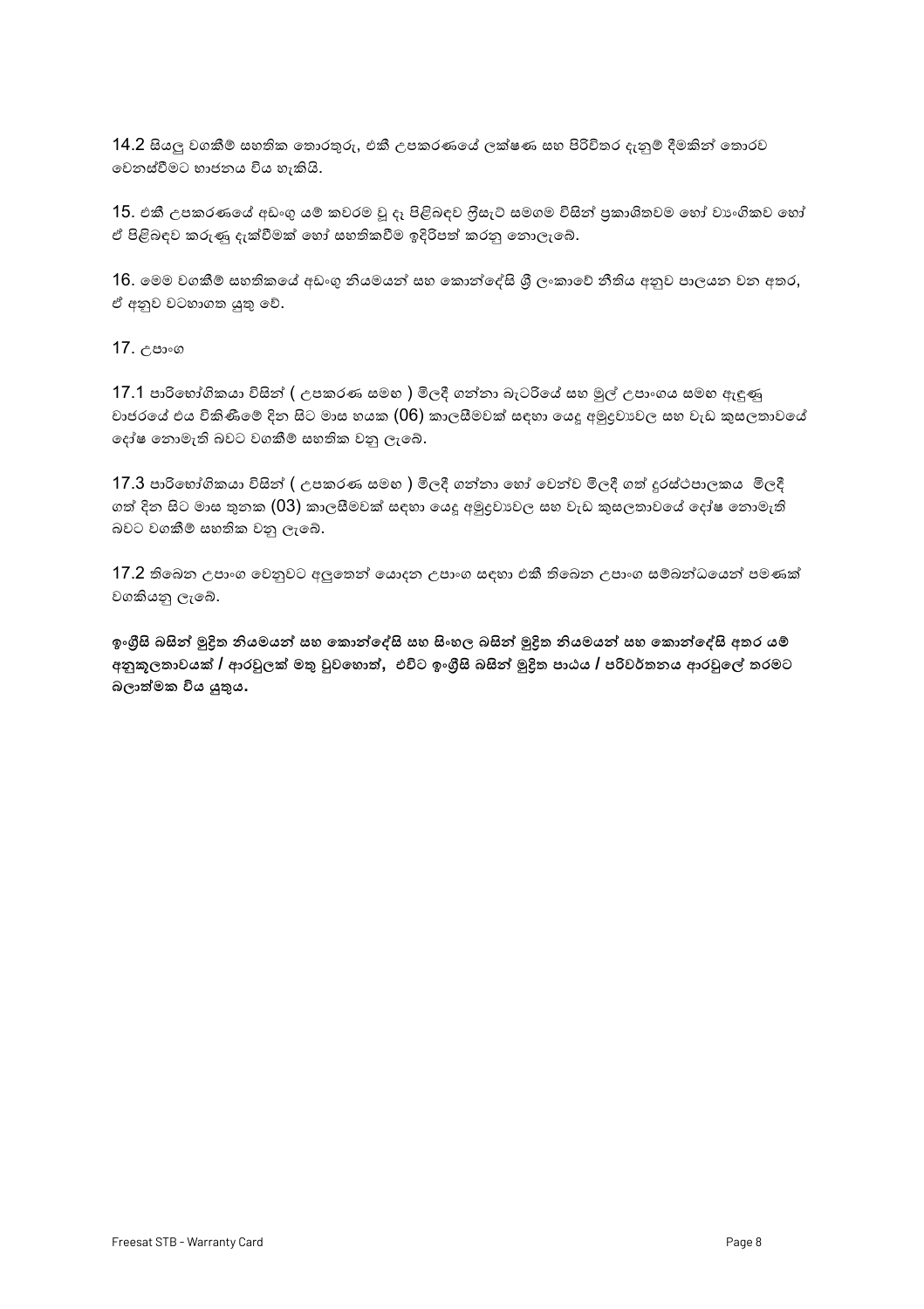14.2 සියලු වගකීම් සහතික තොරතුරු, එකී උපකරණයේ ලක්ෂණ සහ පිරිවිතර දැනුම් දීමකින් තොරව වෙනස්වීමට භාජනය විය හැකියි.

15. එකී උපකරණයේ අඩංගු යම් කවරම වූ දෑ පිළිබඳව ෆ්‍රීසැට් සමගම විසින් ප්‍රකාශිතවම හෝ ව්‍යංගිකව හෝ ඒ පිළිබඳව කරුණු දැක්වීමක් හෝ සහතිකවීම ඉදිරිපත් කරනු නොලැබේ.

16. මෙම වගකීම් සහතිකයේ අඩංගු නියමයන් සහ කොන්දේසි ශ්‍රී ලංකාවේ නීතිය අනුව පාලයන වන අතර, ඒ අනුව වටහාගත යුතු වේ.

17. උපාංග

17.1 පාරිභෝගිකයා විසින් ( උපකරණ සමඟ ) මිලදී ගන්නා බැටරියේ සහ මුල් උපාංගය සමඟ ඇඳුණු වාජරයේ එය විකිණීමේ දින සිට මාස හයක (06) කාලසීමවක් සඳහා යෙදූ අමුද්‍රව්‍යවල සහ වැඩ කුසලතාවයේ දෝෂ නොමැති බවට වගකීම් සහතික වනු ලැබේ.

17.3 පාරිභෝගිකයා විසින් ( උපකරණ සමඟ ) මිලදී ගන්නා හෝ වෙන්ව මිලදී ගත් දුරස්ථපාලකය මිලදී ගත් දින සිට මාස තුනක (03) කාලසීමවක් සඳහා යෙදූ අමුද්‍රව්‍යවල සහ වැඩ කුසලතාවයේ දෝෂ නොමැති බවට වගකීම් සහතික වනු ලැබේ.

17.2 තිබෙන උපාංග වෙනුවට අලුතෙන් යොදන උපාංග සඳහා එකී තිබෙන උපාංග සම්බන්ධයෙන් පමණක් වගකියනු ලැබේ.

**ඉංග්‍රීසි බසින් මුද්‍රිත නියමයන් සහ කොන්දේසි සහ සිංහල බසින් මුද්‍රිත නියමයන් සහ කොන්දේසි අතර යම් අනුකූලතාවයක් / ආරවුලක් මතු වුවහොත්, එවිට ඉංග්‍රීසි බසින් මුද්‍රිත පාඨය / පරිවර්තනය ආරවුලේ තරමට බලාත්මක විය යුතුය.**